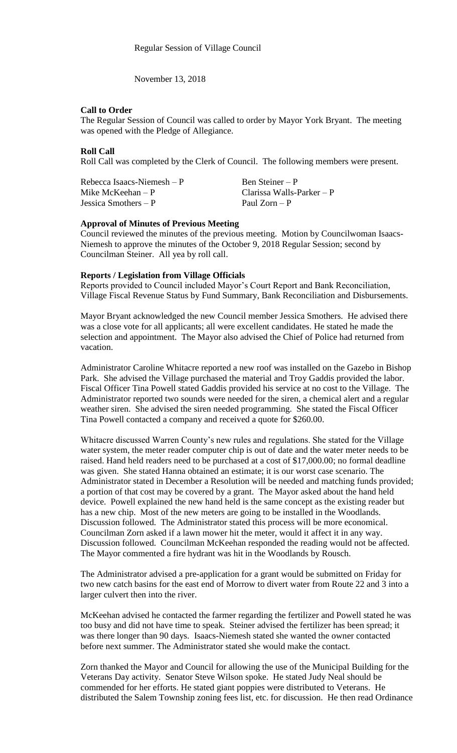Regular Session of Village Council

November 13, 2018

**Call to Order**

The Regular Session of Council was called to order by Mayor York Bryant. The meeting was opened with the Pledge of Allegiance.

**Roll Call**

Roll Call was completed by the Clerk of Council. The following members were present.

| | |
|---|---|
| Rebecca Isaacs-Niemesh – P | Ben Steiner – P |
| Mike McKeehan – P | Clarissa Walls-Parker – P |
| Jessica Smothers – P | Paul Zorn – P |

**Approval of Minutes of Previous Meeting**

Council reviewed the minutes of the previous meeting. Motion by Councilwoman Isaacs-Niemesh to approve the minutes of the October 9, 2018 Regular Session; second by Councilman Steiner. All yea by roll call.

**Reports / Legislation from Village Officials**

Reports provided to Council included Mayor's Court Report and Bank Reconciliation, Village Fiscal Revenue Status by Fund Summary, Bank Reconciliation and Disbursements.

Mayor Bryant acknowledged the new Council member Jessica Smothers. He advised there was a close vote for all applicants; all were excellent candidates. He stated he made the selection and appointment. The Mayor also advised the Chief of Police had returned from vacation.

Administrator Caroline Whitacre reported a new roof was installed on the Gazebo in Bishop Park. She advised the Village purchased the material and Troy Gaddis provided the labor. Fiscal Officer Tina Powell stated Gaddis provided his service at no cost to the Village. The Administrator reported two sounds were needed for the siren, a chemical alert and a regular weather siren. She advised the siren needed programming. She stated the Fiscal Officer Tina Powell contacted a company and received a quote for $260.00.

Whitacre discussed Warren County's new rules and regulations. She stated for the Village water system, the meter reader computer chip is out of date and the water meter needs to be raised. Hand held readers need to be purchased at a cost of $17,000.00; no formal deadline was given. She stated Hanna obtained an estimate; it is our worst case scenario. The Administrator stated in December a Resolution will be needed and matching funds provided; a portion of that cost may be covered by a grant. The Mayor asked about the hand held device. Powell explained the new hand held is the same concept as the existing reader but has a new chip. Most of the new meters are going to be installed in the Woodlands. Discussion followed. The Administrator stated this process will be more economical. Councilman Zorn asked if a lawn mower hit the meter, would it affect it in any way. Discussion followed. Councilman McKeehan responded the reading would not be affected. The Mayor commented a fire hydrant was hit in the Woodlands by Rousch.

The Administrator advised a pre-application for a grant would be submitted on Friday for two new catch basins for the east end of Morrow to divert water from Route 22 and 3 into a larger culvert then into the river.

McKeehan advised he contacted the farmer regarding the fertilizer and Powell stated he was too busy and did not have time to speak. Steiner advised the fertilizer has been spread; it was there longer than 90 days. Isaacs-Niemesh stated she wanted the owner contacted before next summer. The Administrator stated she would make the contact.

Zorn thanked the Mayor and Council for allowing the use of the Municipal Building for the Veterans Day activity. Senator Steve Wilson spoke. He stated Judy Neal should be commended for her efforts. He stated giant poppies were distributed to Veterans. He distributed the Salem Township zoning fees list, etc. for discussion. He then read Ordinance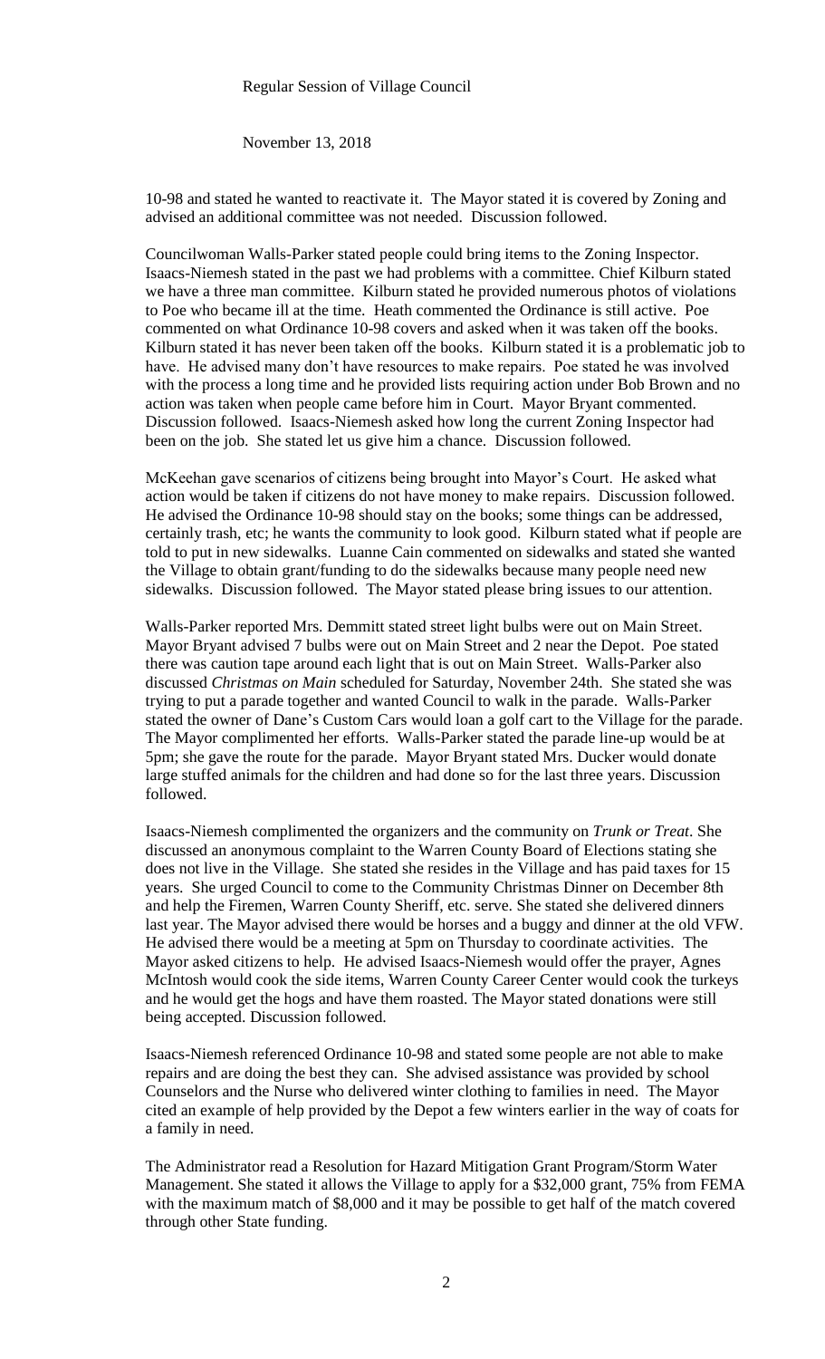10-98 and stated he wanted to reactivate it. The Mayor stated it is covered by Zoning and advised an additional committee was not needed. Discussion followed.

Councilwoman Walls-Parker stated people could bring items to the Zoning Inspector. Isaacs-Niemesh stated in the past we had problems with a committee. Chief Kilburn stated we have a three man committee. Kilburn stated he provided numerous photos of violations to Poe who became ill at the time. Heath commented the Ordinance is still active. Poe commented on what Ordinance 10-98 covers and asked when it was taken off the books. Kilburn stated it has never been taken off the books. Kilburn stated it is a problematic job to have. He advised many don't have resources to make repairs. Poe stated he was involved with the process a long time and he provided lists requiring action under Bob Brown and no action was taken when people came before him in Court. Mayor Bryant commented. Discussion followed. Isaacs-Niemesh asked how long the current Zoning Inspector had been on the job. She stated let us give him a chance. Discussion followed.

McKeehan gave scenarios of citizens being brought into Mayor's Court. He asked what action would be taken if citizens do not have money to make repairs. Discussion followed. He advised the Ordinance 10-98 should stay on the books; some things can be addressed, certainly trash, etc; he wants the community to look good. Kilburn stated what if people are told to put in new sidewalks. Luanne Cain commented on sidewalks and stated she wanted the Village to obtain grant/funding to do the sidewalks because many people need new sidewalks. Discussion followed. The Mayor stated please bring issues to our attention.

Walls-Parker reported Mrs. Demmitt stated street light bulbs were out on Main Street. Mayor Bryant advised 7 bulbs were out on Main Street and 2 near the Depot. Poe stated there was caution tape around each light that is out on Main Street. Walls-Parker also discussed *Christmas on Main* scheduled for Saturday, November 24th. She stated she was trying to put a parade together and wanted Council to walk in the parade. Walls-Parker stated the owner of Dane's Custom Cars would loan a golf cart to the Village for the parade. The Mayor complimented her efforts. Walls-Parker stated the parade line-up would be at 5pm; she gave the route for the parade. Mayor Bryant stated Mrs. Ducker would donate large stuffed animals for the children and had done so for the last three years. Discussion followed.

Isaacs-Niemesh complimented the organizers and the community on *Trunk or Treat*. She discussed an anonymous complaint to the Warren County Board of Elections stating she does not live in the Village. She stated she resides in the Village and has paid taxes for 15 years. She urged Council to come to the Community Christmas Dinner on December 8th and help the Firemen, Warren County Sheriff, etc. serve. She stated she delivered dinners last year. The Mayor advised there would be horses and a buggy and dinner at the old VFW. He advised there would be a meeting at 5pm on Thursday to coordinate activities. The Mayor asked citizens to help. He advised Isaacs-Niemesh would offer the prayer, Agnes McIntosh would cook the side items, Warren County Career Center would cook the turkeys and he would get the hogs and have them roasted. The Mayor stated donations were still being accepted. Discussion followed.

Isaacs-Niemesh referenced Ordinance 10-98 and stated some people are not able to make repairs and are doing the best they can. She advised assistance was provided by school Counselors and the Nurse who delivered winter clothing to families in need. The Mayor cited an example of help provided by the Depot a few winters earlier in the way of coats for a family in need.

The Administrator read a Resolution for Hazard Mitigation Grant Program/Storm Water Management. She stated it allows the Village to apply for a $32,000 grant, 75% from FEMA with the maximum match of $8,000 and it may be possible to get half of the match covered through other State funding.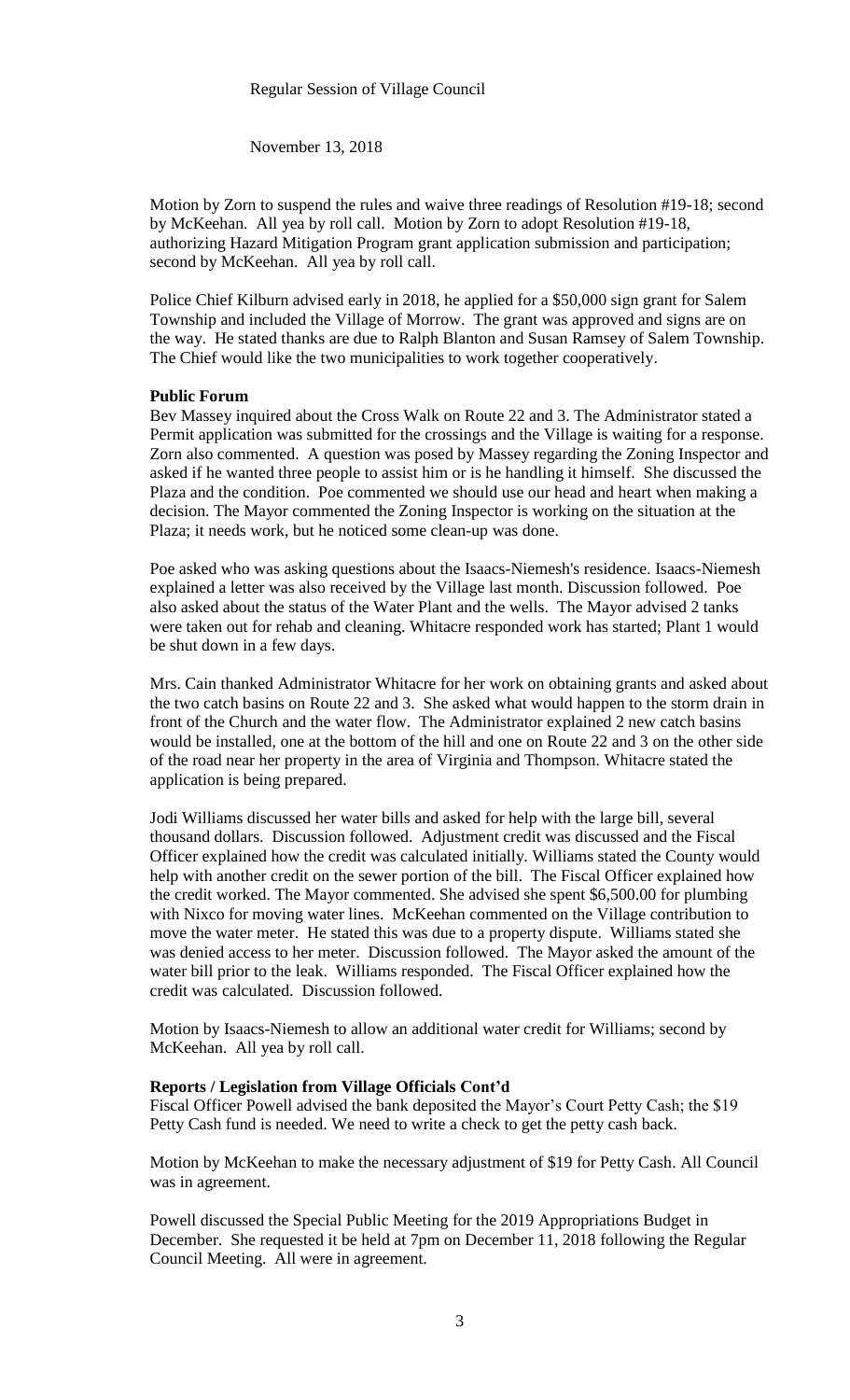Regular Session of Village Council

November 13, 2018

Motion by Zorn to suspend the rules and waive three readings of Resolution #19-18; second by McKeehan. All yea by roll call. Motion by Zorn to adopt Resolution #19-18, authorizing Hazard Mitigation Program grant application submission and participation; second by McKeehan. All yea by roll call.

Police Chief Kilburn advised early in 2018, he applied for a $50,000 sign grant for Salem Township and included the Village of Morrow. The grant was approved and signs are on the way. He stated thanks are due to Ralph Blanton and Susan Ramsey of Salem Township. The Chief would like the two municipalities to work together cooperatively.

**Public Forum**

Bev Massey inquired about the Cross Walk on Route 22 and 3. The Administrator stated a Permit application was submitted for the crossings and the Village is waiting for a response. Zorn also commented. A question was posed by Massey regarding the Zoning Inspector and asked if he wanted three people to assist him or is he handling it himself. She discussed the Plaza and the condition. Poe commented we should use our head and heart when making a decision. The Mayor commented the Zoning Inspector is working on the situation at the Plaza; it needs work, but he noticed some clean-up was done.

Poe asked who was asking questions about the Isaacs-Niemesh's residence. Isaacs-Niemesh explained a letter was also received by the Village last month. Discussion followed. Poe also asked about the status of the Water Plant and the wells. The Mayor advised 2 tanks were taken out for rehab and cleaning. Whitacre responded work has started; Plant 1 would be shut down in a few days.

Mrs. Cain thanked Administrator Whitacre for her work on obtaining grants and asked about the two catch basins on Route 22 and 3. She asked what would happen to the storm drain in front of the Church and the water flow. The Administrator explained 2 new catch basins would be installed, one at the bottom of the hill and one on Route 22 and 3 on the other side of the road near her property in the area of Virginia and Thompson. Whitacre stated the application is being prepared.

Jodi Williams discussed her water bills and asked for help with the large bill, several thousand dollars. Discussion followed. Adjustment credit was discussed and the Fiscal Officer explained how the credit was calculated initially. Williams stated the County would help with another credit on the sewer portion of the bill. The Fiscal Officer explained how the credit worked. The Mayor commented. She advised she spent $6,500.00 for plumbing with Nixco for moving water lines. McKeehan commented on the Village contribution to move the water meter. He stated this was due to a property dispute. Williams stated she was denied access to her meter. Discussion followed. The Mayor asked the amount of the water bill prior to the leak. Williams responded. The Fiscal Officer explained how the credit was calculated. Discussion followed.

Motion by Isaacs-Niemesh to allow an additional water credit for Williams; second by McKeehan. All yea by roll call.

**Reports / Legislation from Village Officials Cont'd**

Fiscal Officer Powell advised the bank deposited the Mayor's Court Petty Cash; the $19 Petty Cash fund is needed. We need to write a check to get the petty cash back.

Motion by McKeehan to make the necessary adjustment of $19 for Petty Cash. All Council was in agreement.

Powell discussed the Special Public Meeting for the 2019 Appropriations Budget in December. She requested it be held at 7pm on December 11, 2018 following the Regular Council Meeting. All were in agreement.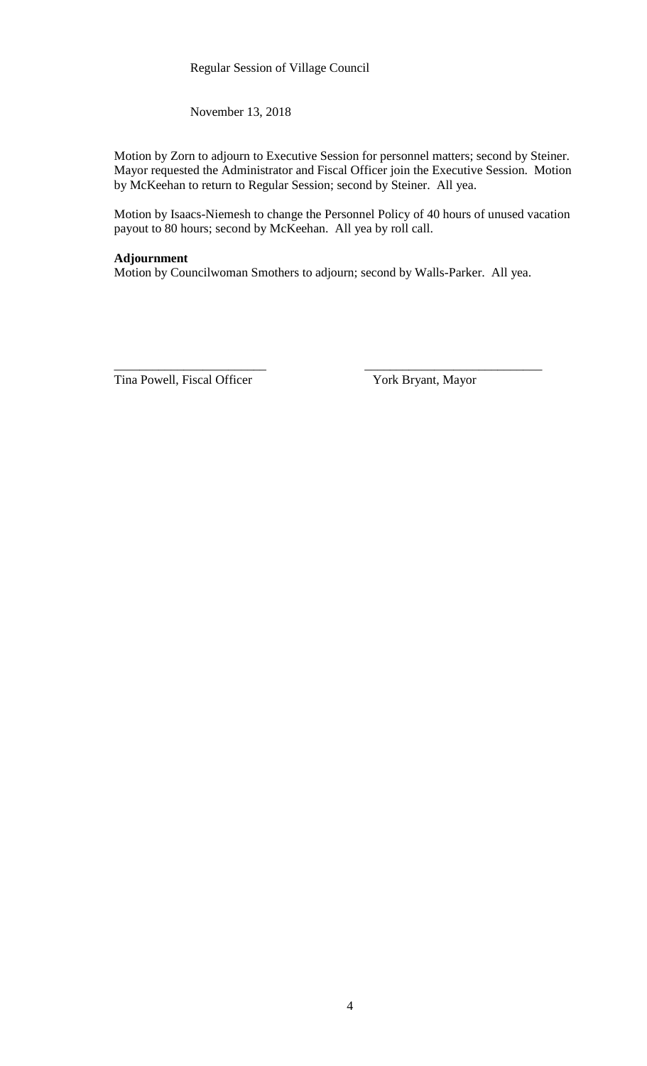Regular Session of Village Council

November 13, 2018

Motion by Zorn to adjourn to Executive Session for personnel matters; second by Steiner. Mayor requested the Administrator and Fiscal Officer join the Executive Session. Motion by McKeehan to return to Regular Session; second by Steiner. All yea.

Motion by Isaacs-Niemesh to change the Personnel Policy of 40 hours of unused vacation payout to 80 hours; second by McKeehan. All yea by roll call.

**Adjournment**

Motion by Councilwoman Smothers to adjourn; second by Walls-Parker. All yea.

\_\_\_\_\_\_\_\_\_\_\_\_\_\_\_\_\_\_\_\_\_\_\_\_ \_\_\_\_\_\_\_\_\_\_\_\_\_\_\_\_\_\_\_\_\_\_\_\_\_\_\_\_

Tina Powell, Fiscal Officer York Bryant, Mayor